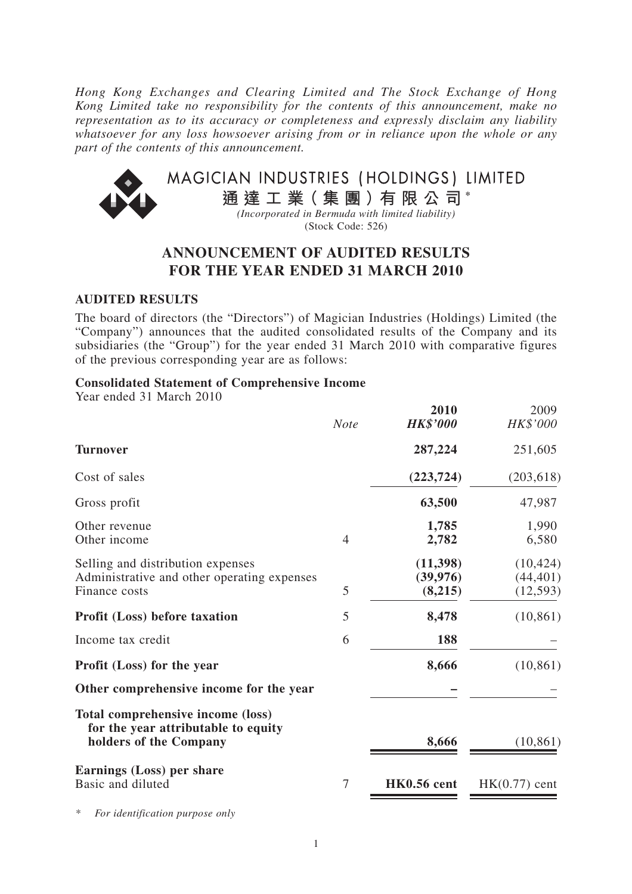*Hong Kong Exchanges and Clearing Limited and The Stock Exchange of Hong Kong Limited take no responsibility for the contents of this announcement, make no representation as to its accuracy or completeness and expressly disclaim any liability whatsoever for any loss howsoever arising from or in reliance upon the whole or any part of the contents of this announcement.*

# MAGICIAN INDUSTRIES (HOLDINGS) LIMITED
# 通達工業(集團)有限公司*

*(Incorporated in Bermuda with limited liability)*
(Stock Code: 526)

## ANNOUNCEMENT OF AUDITED RESULTS FOR THE YEAR ENDED 31 MARCH 2010

### AUDITED RESULTS

The board of directors (the "Directors") of Magician Industries (Holdings) Limited (the "Company") announces that the audited consolidated results of the Company and its subsidiaries (the "Group") for the year ended 31 March 2010 with comparative figures of the previous corresponding year are as follows:

**Consolidated Statement of Comprehensive Income**
Year ended 31 March 2010

| | *Note* | **2010** ***HK$'000*** | 2009 *HK$'000* |
|---|---|---|---|
| **Turnover** | | **287,224** | 251,605 |
| Cost of sales | | **(223,724)** | (203,618) |
| Gross profit | | **63,500** | 47,987 |
| Other revenue | | **1,785** | 1,990 |
| Other income | 4 | **2,782** | 6,580 |
| Selling and distribution expenses | | **(11,398)** | (10,424) |
| Administrative and other operating expenses | | **(39,976)** | (44,401) |
| Finance costs | 5 | **(8,215)** | (12,593) |
| **Profit (Loss) before taxation** | 5 | **8,478** | (10,861) |
| Income tax credit | 6 | **188** | – |
| **Profit (Loss) for the year** | | **8,666** | (10,861) |
| **Other comprehensive income for the year** | | **–** | – |
| **Total comprehensive income (loss) for the year attributable to equity holders of the Company** | | **8,666** | (10,861) |
| **Earnings (Loss) per share** Basic and diluted | 7 | **HK0.56 cent** | HK(0.77) cent |

\* *For identification purpose only*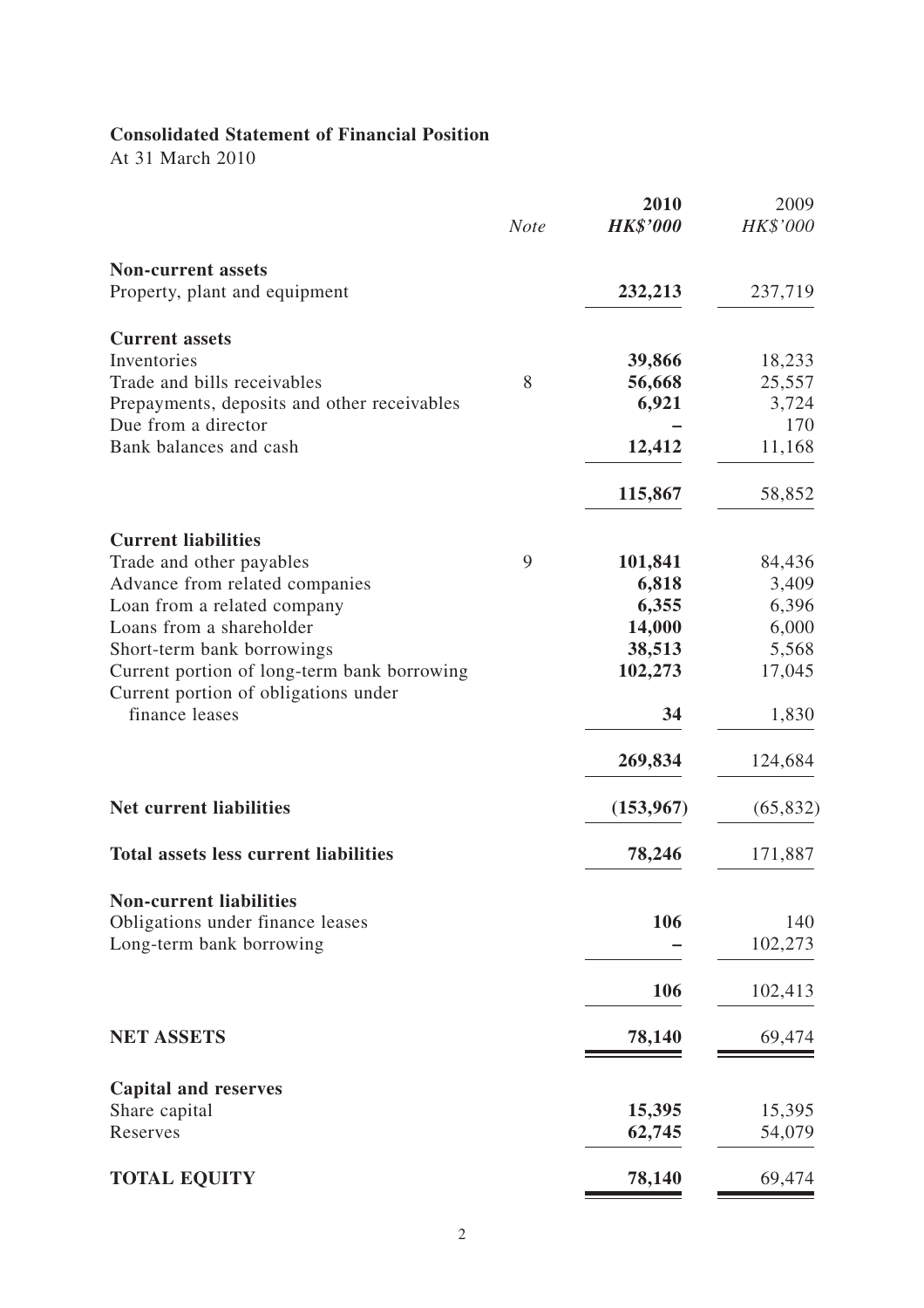## Consolidated Statement of Financial Position

At 31 March 2010

| | *Note* | **2010** | 2009 |
|---|---|---|---|
| | | ***HK$'000*** | *HK$'000* |
| **Non-current assets** | | | |
| Property, plant and equipment | | **232,213** | 237,719 |
| **Current assets** | | | |
| Inventories | | **39,866** | 18,233 |
| Trade and bills receivables | 8 | **56,668** | 25,557 |
| Prepayments, deposits and other receivables | | **6,921** | 3,724 |
| Due from a director | | **–** | 170 |
| Bank balances and cash | | **12,412** | 11,168 |
| | | **115,867** | 58,852 |
| **Current liabilities** | | | |
| Trade and other payables | 9 | **101,841** | 84,436 |
| Advance from related companies | | **6,818** | 3,409 |
| Loan from a related company | | **6,355** | 6,396 |
| Loans from a shareholder | | **14,000** | 6,000 |
| Short-term bank borrowings | | **38,513** | 5,568 |
| Current portion of long-term bank borrowing | | **102,273** | 17,045 |
| Current portion of obligations under finance leases | | **34** | 1,830 |
| | | **269,834** | 124,684 |
| **Net current liabilities** | | **(153,967)** | (65,832) |
| **Total assets less current liabilities** | | **78,246** | 171,887 |
| **Non-current liabilities** | | | |
| Obligations under finance leases | | **106** | 140 |
| Long-term bank borrowing | | **–** | 102,273 |
| | | **106** | 102,413 |
| **NET ASSETS** | | **78,140** | 69,474 |
| **Capital and reserves** | | | |
| Share capital | | **15,395** | 15,395 |
| Reserves | | **62,745** | 54,079 |
| **TOTAL EQUITY** | | **78,140** | 69,474 |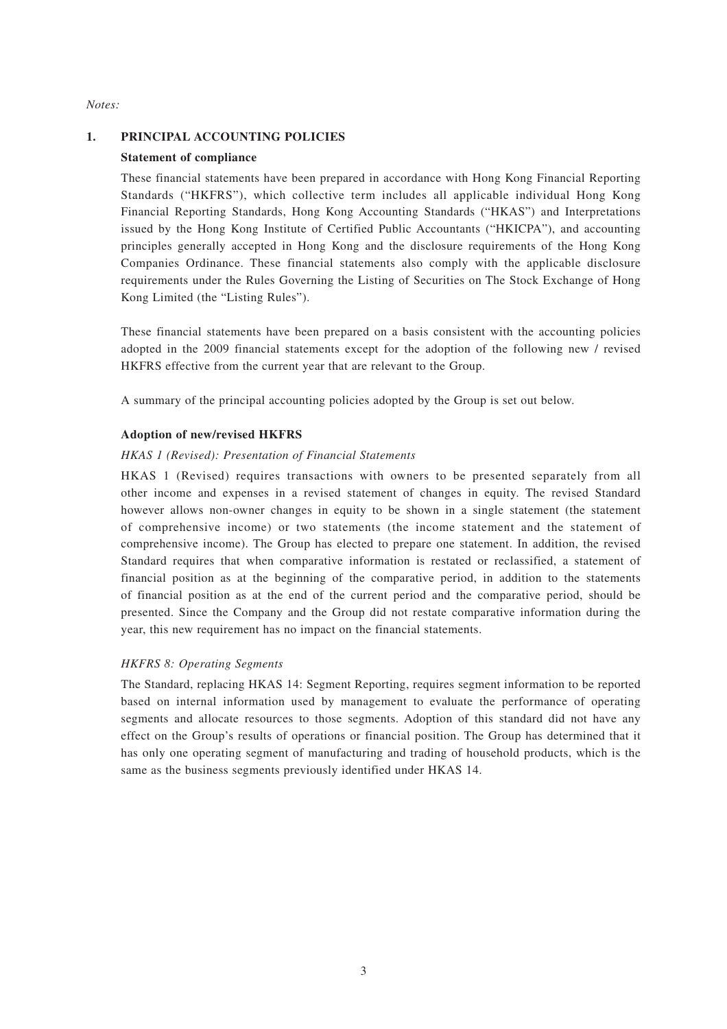*Notes:*

## 1. PRINCIPAL ACCOUNTING POLICIES

**Statement of compliance**

These financial statements have been prepared in accordance with Hong Kong Financial Reporting Standards ("HKFRS"), which collective term includes all applicable individual Hong Kong Financial Reporting Standards, Hong Kong Accounting Standards ("HKAS") and Interpretations issued by the Hong Kong Institute of Certified Public Accountants ("HKICPA"), and accounting principles generally accepted in Hong Kong and the disclosure requirements of the Hong Kong Companies Ordinance. These financial statements also comply with the applicable disclosure requirements under the Rules Governing the Listing of Securities on The Stock Exchange of Hong Kong Limited (the "Listing Rules").

These financial statements have been prepared on a basis consistent with the accounting policies adopted in the 2009 financial statements except for the adoption of the following new / revised HKFRS effective from the current year that are relevant to the Group.

A summary of the principal accounting policies adopted by the Group is set out below.

**Adoption of new/revised HKFRS**

*HKAS 1 (Revised): Presentation of Financial Statements*

HKAS 1 (Revised) requires transactions with owners to be presented separately from all other income and expenses in a revised statement of changes in equity. The revised Standard however allows non-owner changes in equity to be shown in a single statement (the statement of comprehensive income) or two statements (the income statement and the statement of comprehensive income). The Group has elected to prepare one statement. In addition, the revised Standard requires that when comparative information is restated or reclassified, a statement of financial position as at the beginning of the comparative period, in addition to the statements of financial position as at the end of the current period and the comparative period, should be presented. Since the Company and the Group did not restate comparative information during the year, this new requirement has no impact on the financial statements.

*HKFRS 8: Operating Segments*

The Standard, replacing HKAS 14: Segment Reporting, requires segment information to be reported based on internal information used by management to evaluate the performance of operating segments and allocate resources to those segments. Adoption of this standard did not have any effect on the Group's results of operations or financial position. The Group has determined that it has only one operating segment of manufacturing and trading of household products, which is the same as the business segments previously identified under HKAS 14.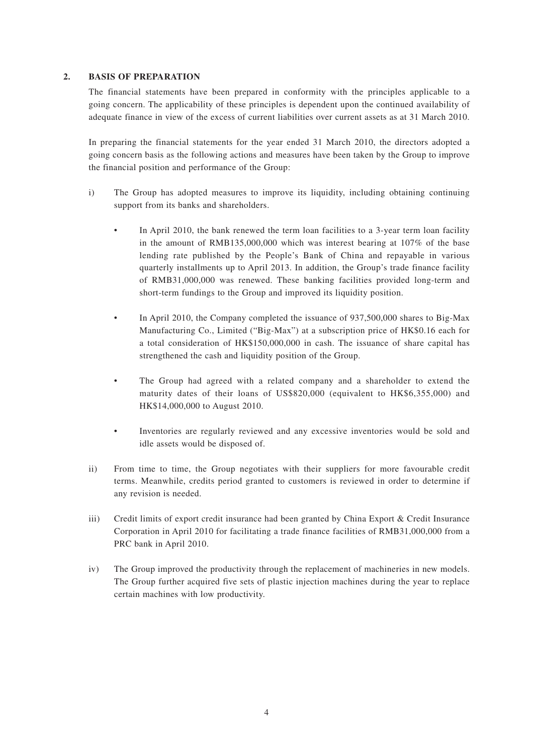## 2. BASIS OF PREPARATION

The financial statements have been prepared in conformity with the principles applicable to a going concern. The applicability of these principles is dependent upon the continued availability of adequate finance in view of the excess of current liabilities over current assets as at 31 March 2010.

In preparing the financial statements for the year ended 31 March 2010, the directors adopted a going concern basis as the following actions and measures have been taken by the Group to improve the financial position and performance of the Group:

i) The Group has adopted measures to improve its liquidity, including obtaining continuing support from its banks and shareholders.

   - In April 2010, the bank renewed the term loan facilities to a 3-year term loan facility in the amount of RMB135,000,000 which was interest bearing at 107% of the base lending rate published by the People's Bank of China and repayable in various quarterly installments up to April 2013. In addition, the Group's trade finance facility of RMB31,000,000 was renewed. These banking facilities provided long-term and short-term fundings to the Group and improved its liquidity position.

   - In April 2010, the Company completed the issuance of 937,500,000 shares to Big-Max Manufacturing Co., Limited ("Big-Max") at a subscription price of HK$0.16 each for a total consideration of HK$150,000,000 in cash. The issuance of share capital has strengthened the cash and liquidity position of the Group.

   - The Group had agreed with a related company and a shareholder to extend the maturity dates of their loans of US$820,000 (equivalent to HK$6,355,000) and HK$14,000,000 to August 2010.

   - Inventories are regularly reviewed and any excessive inventories would be sold and idle assets would be disposed of.

ii) From time to time, the Group negotiates with their suppliers for more favourable credit terms. Meanwhile, credits period granted to customers is reviewed in order to determine if any revision is needed.

iii) Credit limits of export credit insurance had been granted by China Export & Credit Insurance Corporation in April 2010 for facilitating a trade finance facilities of RMB31,000,000 from a PRC bank in April 2010.

iv) The Group improved the productivity through the replacement of machineries in new models. The Group further acquired five sets of plastic injection machines during the year to replace certain machines with low productivity.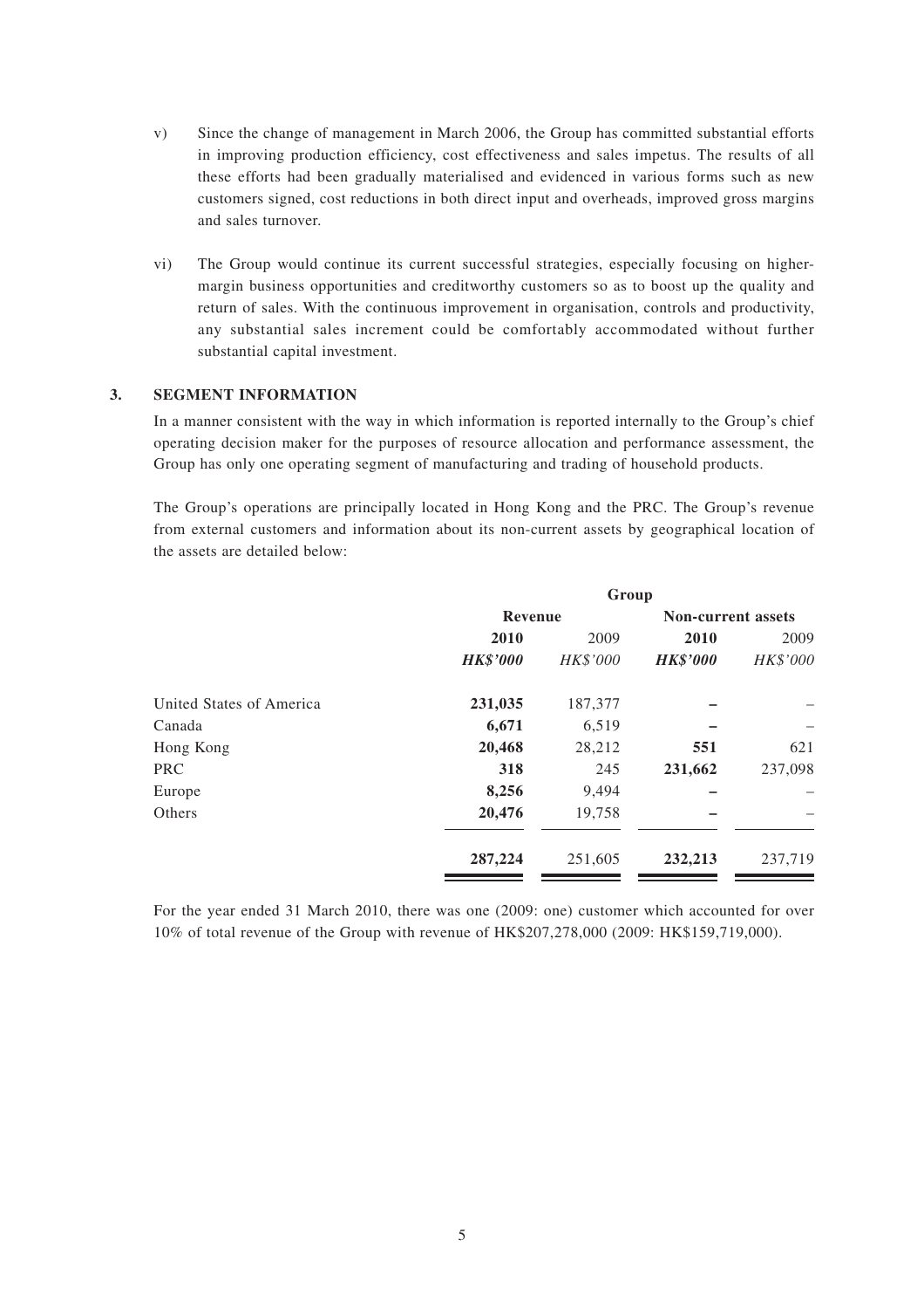v) Since the change of management in March 2006, the Group has committed substantial efforts in improving production efficiency, cost effectiveness and sales impetus. The results of all these efforts had been gradually materialised and evidenced in various forms such as new customers signed, cost reductions in both direct input and overheads, improved gross margins and sales turnover.

vi) The Group would continue its current successful strategies, especially focusing on higher-margin business opportunities and creditworthy customers so as to boost up the quality and return of sales. With the continuous improvement in organisation, controls and productivity, any substantial sales increment could be comfortably accommodated without further substantial capital investment.

## 3. SEGMENT INFORMATION

In a manner consistent with the way in which information is reported internally to the Group's chief operating decision maker for the purposes of resource allocation and performance assessment, the Group has only one operating segment of manufacturing and trading of household products.

The Group's operations are principally located in Hong Kong and the PRC. The Group's revenue from external customers and information about its non-current assets by geographical location of the assets are detailed below:

| | Group | | | |
|---|---|---|---|---|
| | Revenue | | Non-current assets | |
| | **2010** | 2009 | **2010** | 2009 |
| | ***HK$'000*** | *HK$'000* | ***HK$'000*** | *HK$'000* |
| United States of America | **231,035** | 187,377 | **–** | – |
| Canada | **6,671** | 6,519 | **–** | – |
| Hong Kong | **20,468** | 28,212 | **551** | 621 |
| PRC | **318** | 245 | **231,662** | 237,098 |
| Europe | **8,256** | 9,494 | **–** | – |
| Others | **20,476** | 19,758 | **–** | – |
| | **287,224** | 251,605 | **232,213** | 237,719 |

For the year ended 31 March 2010, there was one (2009: one) customer which accounted for over 10% of total revenue of the Group with revenue of HK$207,278,000 (2009: HK$159,719,000).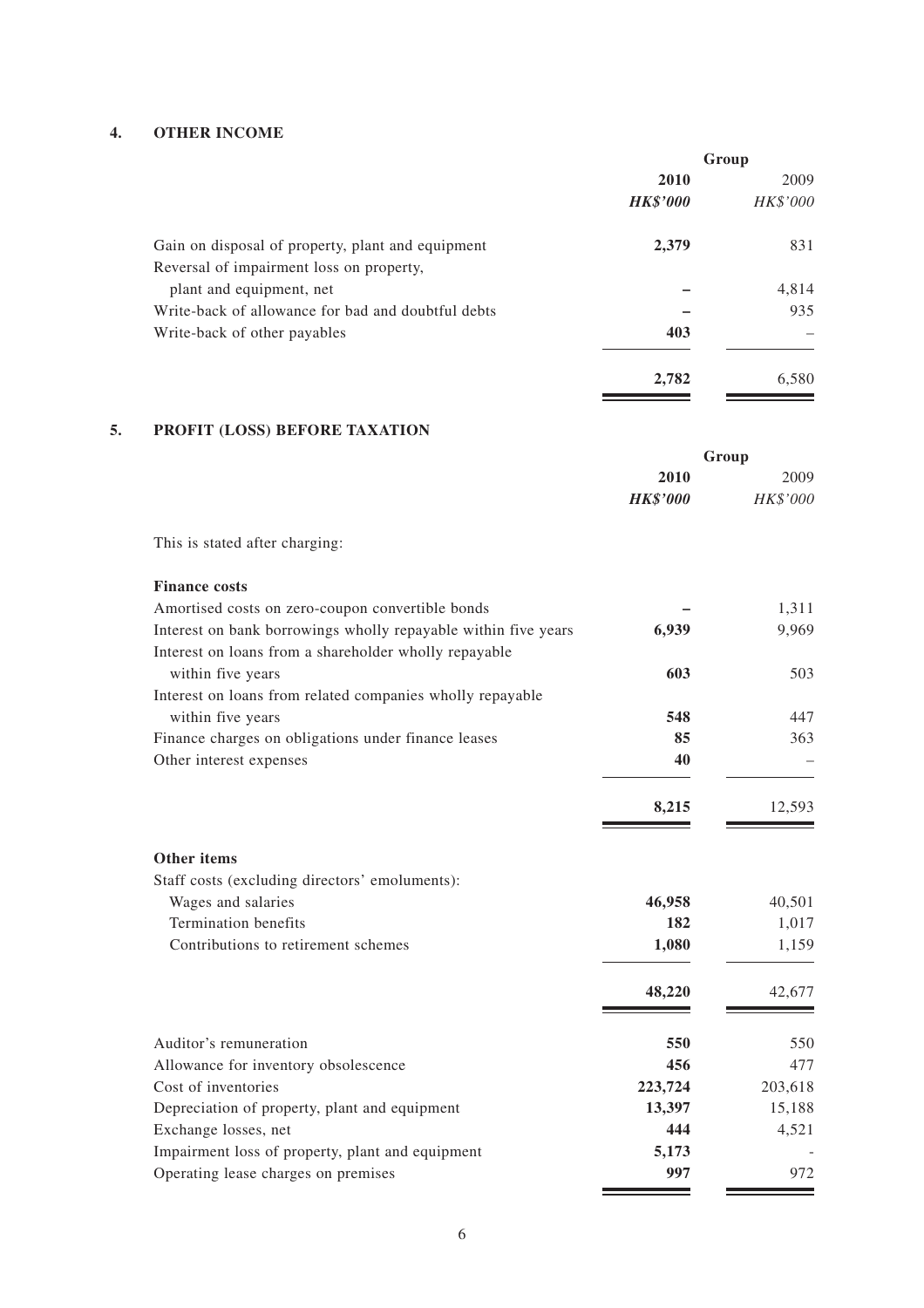## 4. OTHER INCOME

| | Group | |
|---|---|---|
| | **2010** | 2009 |
| | ***HK$'000*** | *HK$'000* |
| Gain on disposal of property, plant and equipment | **2,379** | 831 |
| Reversal of impairment loss on property, plant and equipment, net | **–** | 4,814 |
| Write-back of allowance for bad and doubtful debts | **–** | 935 |
| Write-back of other payables | **403** | – |
| | **2,782** | 6,580 |

## 5. PROFIT (LOSS) BEFORE TAXATION

| | Group | |
|---|---|---|
| | **2010** | 2009 |
| | ***HK$'000*** | *HK$'000* |
| This is stated after charging: | | |
| **Finance costs** | | |
| Amortised costs on zero-coupon convertible bonds | **–** | 1,311 |
| Interest on bank borrowings wholly repayable within five years | **6,939** | 9,969 |
| Interest on loans from a shareholder wholly repayable within five years | **603** | 503 |
| Interest on loans from related companies wholly repayable within five years | **548** | 447 |
| Finance charges on obligations under finance leases | **85** | 363 |
| Other interest expenses | **40** | – |
| | **8,215** | 12,593 |
| **Other items** | | |
| Staff costs (excluding directors' emoluments): | | |
| Wages and salaries | **46,958** | 40,501 |
| Termination benefits | **182** | 1,017 |
| Contributions to retirement schemes | **1,080** | 1,159 |
| | **48,220** | 42,677 |
| Auditor's remuneration | **550** | 550 |
| Allowance for inventory obsolescence | **456** | 477 |
| Cost of inventories | **223,724** | 203,618 |
| Depreciation of property, plant and equipment | **13,397** | 15,188 |
| Exchange losses, net | **444** | 4,521 |
| Impairment loss of property, plant and equipment | **5,173** | - |
| Operating lease charges on premises | **997** | 972 |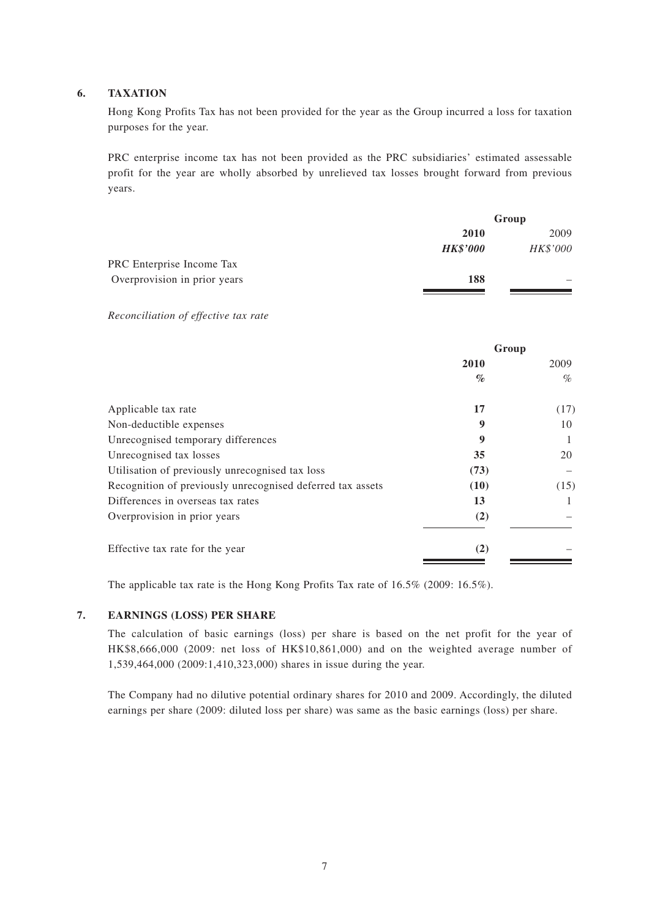## 6. TAXATION

Hong Kong Profits Tax has not been provided for the year as the Group incurred a loss for taxation purposes for the year.

PRC enterprise income tax has not been provided as the PRC subsidiaries' estimated assessable profit for the year are wholly absorbed by unrelieved tax losses brought forward from previous years.

| | Group | |
|---|---|---|
| | **2010** | 2009 |
| | ***HK$'000*** | *HK$'000* |
| PRC Enterprise Income Tax | | |
| Overprovision in prior years | **188** | – |

*Reconciliation of effective tax rate*

| | Group | |
|---|---|---|
| | **2010** | 2009 |
| | ***%*** | *%* |
| Applicable tax rate | **17** | (17) |
| Non-deductible expenses | **9** | 10 |
| Unrecognised temporary differences | **9** | 1 |
| Unrecognised tax losses | **35** | 20 |
| Utilisation of previously unrecognised tax loss | **(73)** | – |
| Recognition of previously unrecognised deferred tax assets | **(10)** | (15) |
| Differences in overseas tax rates | **13** | 1 |
| Overprovision in prior years | **(2)** | – |
| Effective tax rate for the year | **(2)** | – |

The applicable tax rate is the Hong Kong Profits Tax rate of 16.5% (2009: 16.5%).

## 7. EARNINGS (LOSS) PER SHARE

The calculation of basic earnings (loss) per share is based on the net profit for the year of HK$8,666,000 (2009: net loss of HK$10,861,000) and on the weighted average number of 1,539,464,000 (2009:1,410,323,000) shares in issue during the year.

The Company had no dilutive potential ordinary shares for 2010 and 2009. Accordingly, the diluted earnings per share (2009: diluted loss per share) was same as the basic earnings (loss) per share.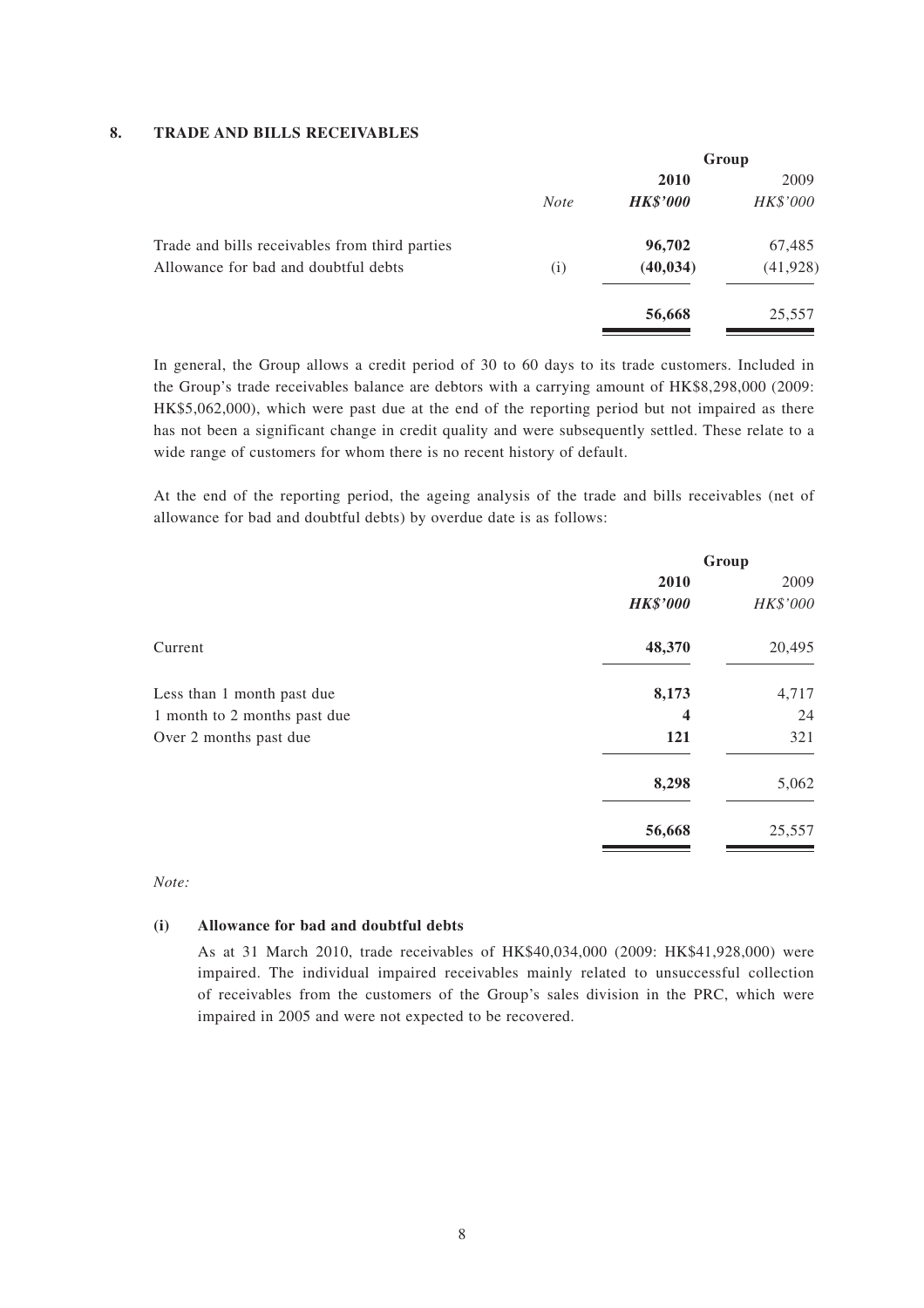## 8. TRADE AND BILLS RECEIVABLES

| | | Group | |
|---|---|---|---|
| | | **2010** | 2009 |
| | *Note* | ***HK$'000*** | *HK$'000* |
| Trade and bills receivables from third parties | | **96,702** | 67,485 |
| Allowance for bad and doubtful debts | (i) | **(40,034)** | (41,928) |
| | | **56,668** | 25,557 |

In general, the Group allows a credit period of 30 to 60 days to its trade customers. Included in the Group's trade receivables balance are debtors with a carrying amount of HK$8,298,000 (2009: HK$5,062,000), which were past due at the end of the reporting period but not impaired as there has not been a significant change in credit quality and were subsequently settled. These relate to a wide range of customers for whom there is no recent history of default.

At the end of the reporting period, the ageing analysis of the trade and bills receivables (net of allowance for bad and doubtful debts) by overdue date is as follows:

| | Group | |
|---|---|---|
| | **2010** | 2009 |
| | ***HK$'000*** | *HK$'000* |
| Current | **48,370** | 20,495 |
| Less than 1 month past due | **8,173** | 4,717 |
| 1 month to 2 months past due | **4** | 24 |
| Over 2 months past due | **121** | 321 |
| | **8,298** | 5,062 |
| | **56,668** | 25,557 |

*Note:*

**(i) Allowance for bad and doubtful debts**

As at 31 March 2010, trade receivables of HK$40,034,000 (2009: HK$41,928,000) were impaired. The individual impaired receivables mainly related to unsuccessful collection of receivables from the customers of the Group's sales division in the PRC, which were impaired in 2005 and were not expected to be recovered.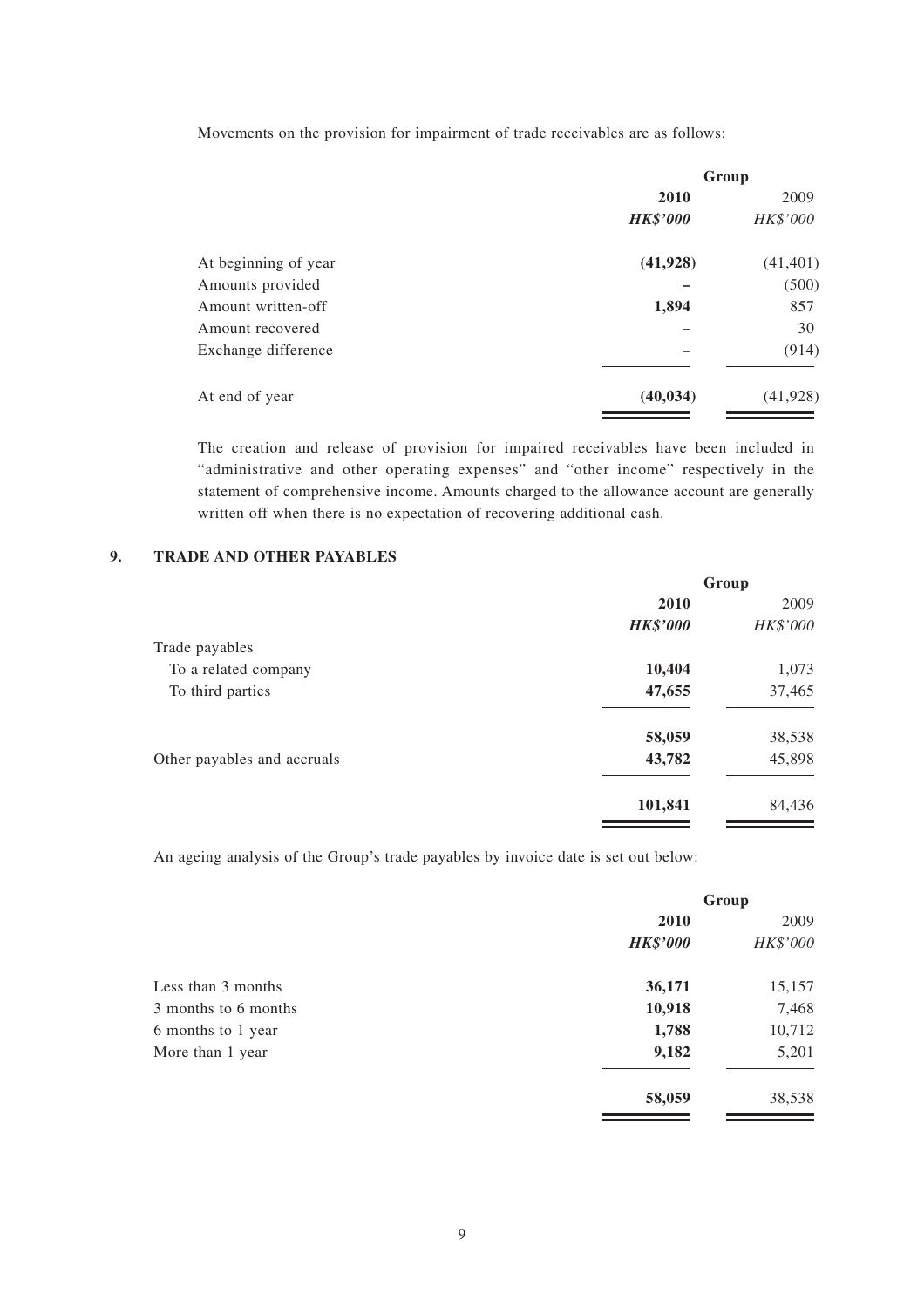Movements on the provision for impairment of trade receivables are as follows:

| | Group | |
|---|---|---|
| | **2010** | 2009 |
| | ***HK$'000*** | *HK$'000* |
| At beginning of year | **(41,928)** | (41,401) |
| Amounts provided | **–** | (500) |
| Amount written-off | **1,894** | 857 |
| Amount recovered | **–** | 30 |
| Exchange difference | **–** | (914) |
| At end of year | **(40,034)** | (41,928) |

The creation and release of provision for impaired receivables have been included in "administrative and other operating expenses" and "other income" respectively in the statement of comprehensive income. Amounts charged to the allowance account are generally written off when there is no expectation of recovering additional cash.

## 9. TRADE AND OTHER PAYABLES

| | Group | |
|---|---|---|
| | **2010** | 2009 |
| | ***HK$'000*** | *HK$'000* |
| Trade payables | | |
| To a related company | **10,404** | 1,073 |
| To third parties | **47,655** | 37,465 |
| | **58,059** | 38,538 |
| Other payables and accruals | **43,782** | 45,898 |
| | **101,841** | 84,436 |

An ageing analysis of the Group's trade payables by invoice date is set out below:

| | Group | |
|---|---|---|
| | **2010** | 2009 |
| | ***HK$'000*** | *HK$'000* |
| Less than 3 months | **36,171** | 15,157 |
| 3 months to 6 months | **10,918** | 7,468 |
| 6 months to 1 year | **1,788** | 10,712 |
| More than 1 year | **9,182** | 5,201 |
| | **58,059** | 38,538 |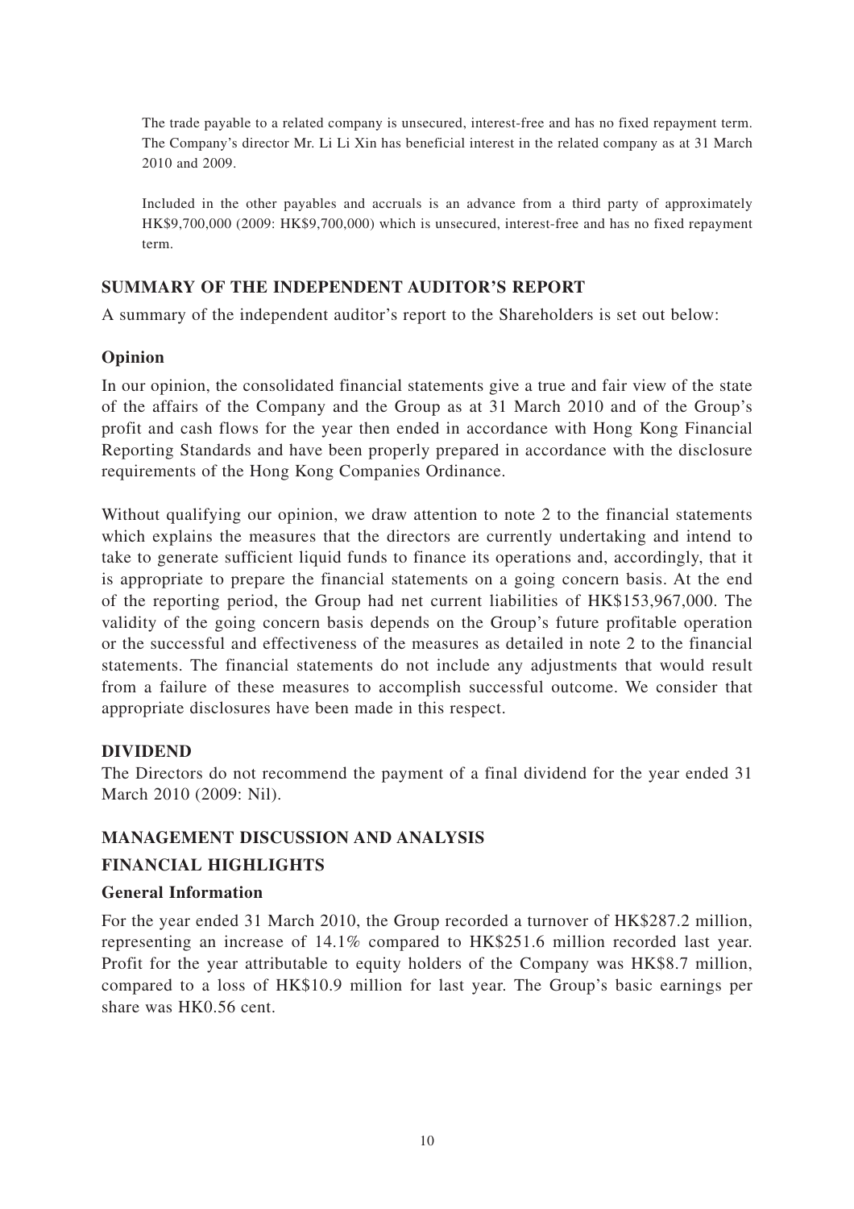The trade payable to a related company is unsecured, interest-free and has no fixed repayment term. The Company's director Mr. Li Li Xin has beneficial interest in the related company as at 31 March 2010 and 2009.

Included in the other payables and accruals is an advance from a third party of approximately HK$9,700,000 (2009: HK$9,700,000) which is unsecured, interest-free and has no fixed repayment term.

## SUMMARY OF THE INDEPENDENT AUDITOR'S REPORT

A summary of the independent auditor's report to the Shareholders is set out below:

### Opinion

In our opinion, the consolidated financial statements give a true and fair view of the state of the affairs of the Company and the Group as at 31 March 2010 and of the Group's profit and cash flows for the year then ended in accordance with Hong Kong Financial Reporting Standards and have been properly prepared in accordance with the disclosure requirements of the Hong Kong Companies Ordinance.

Without qualifying our opinion, we draw attention to note 2 to the financial statements which explains the measures that the directors are currently undertaking and intend to take to generate sufficient liquid funds to finance its operations and, accordingly, that it is appropriate to prepare the financial statements on a going concern basis. At the end of the reporting period, the Group had net current liabilities of HK$153,967,000. The validity of the going concern basis depends on the Group's future profitable operation or the successful and effectiveness of the measures as detailed in note 2 to the financial statements. The financial statements do not include any adjustments that would result from a failure of these measures to accomplish successful outcome. We consider that appropriate disclosures have been made in this respect.

## DIVIDEND

The Directors do not recommend the payment of a final dividend for the year ended 31 March 2010 (2009: Nil).

## MANAGEMENT DISCUSSION AND ANALYSIS

## FINANCIAL HIGHLIGHTS

### General Information

For the year ended 31 March 2010, the Group recorded a turnover of HK$287.2 million, representing an increase of 14.1% compared to HK$251.6 million recorded last year. Profit for the year attributable to equity holders of the Company was HK$8.7 million, compared to a loss of HK$10.9 million for last year. The Group's basic earnings per share was HK0.56 cent.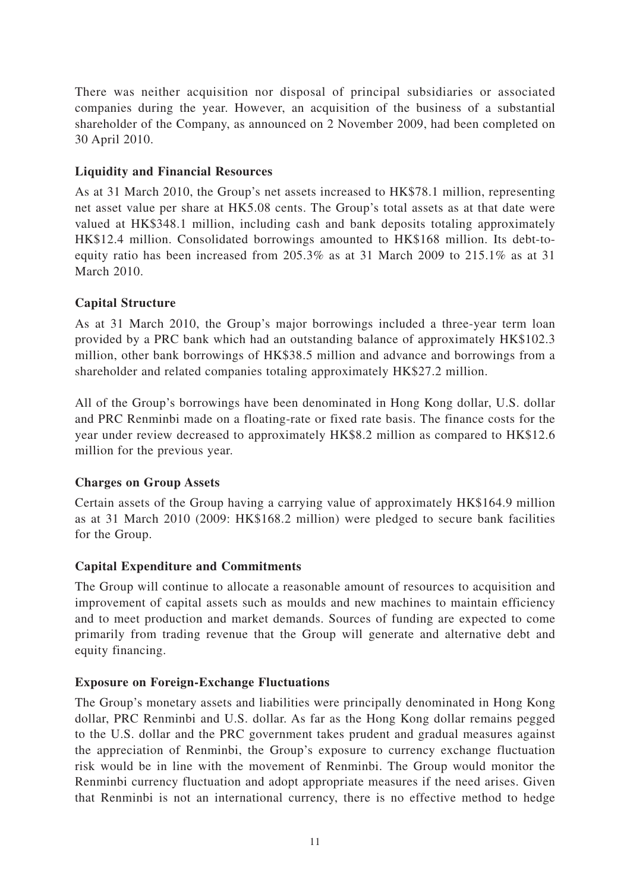There was neither acquisition nor disposal of principal subsidiaries or associated companies during the year. However, an acquisition of the business of a substantial shareholder of the Company, as announced on 2 November 2009, had been completed on 30 April 2010.

**Liquidity and Financial Resources**

As at 31 March 2010, the Group's net assets increased to HK$78.1 million, representing net asset value per share at HK5.08 cents. The Group's total assets as at that date were valued at HK$348.1 million, including cash and bank deposits totaling approximately HK$12.4 million. Consolidated borrowings amounted to HK$168 million. Its debt-to-equity ratio has been increased from 205.3% as at 31 March 2009 to 215.1% as at 31 March 2010.

**Capital Structure**

As at 31 March 2010, the Group's major borrowings included a three-year term loan provided by a PRC bank which had an outstanding balance of approximately HK$102.3 million, other bank borrowings of HK$38.5 million and advance and borrowings from a shareholder and related companies totaling approximately HK$27.2 million.

All of the Group's borrowings have been denominated in Hong Kong dollar, U.S. dollar and PRC Renminbi made on a floating-rate or fixed rate basis. The finance costs for the year under review decreased to approximately HK$8.2 million as compared to HK$12.6 million for the previous year.

**Charges on Group Assets**

Certain assets of the Group having a carrying value of approximately HK$164.9 million as at 31 March 2010 (2009: HK$168.2 million) were pledged to secure bank facilities for the Group.

**Capital Expenditure and Commitments**

The Group will continue to allocate a reasonable amount of resources to acquisition and improvement of capital assets such as moulds and new machines to maintain efficiency and to meet production and market demands. Sources of funding are expected to come primarily from trading revenue that the Group will generate and alternative debt and equity financing.

**Exposure on Foreign-Exchange Fluctuations**

The Group's monetary assets and liabilities were principally denominated in Hong Kong dollar, PRC Renminbi and U.S. dollar. As far as the Hong Kong dollar remains pegged to the U.S. dollar and the PRC government takes prudent and gradual measures against the appreciation of Renminbi, the Group's exposure to currency exchange fluctuation risk would be in line with the movement of Renminbi. The Group would monitor the Renminbi currency fluctuation and adopt appropriate measures if the need arises. Given that Renminbi is not an international currency, there is no effective method to hedge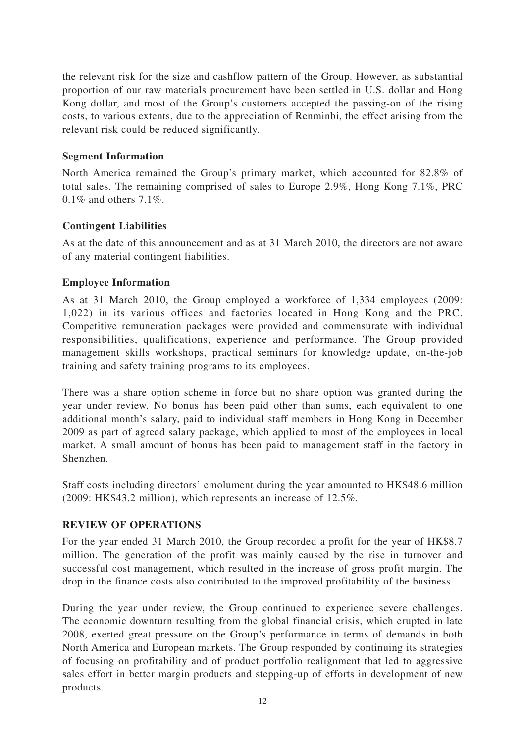the relevant risk for the size and cashflow pattern of the Group. However, as substantial proportion of our raw materials procurement have been settled in U.S. dollar and Hong Kong dollar, and most of the Group's customers accepted the passing-on of the rising costs, to various extents, due to the appreciation of Renminbi, the effect arising from the relevant risk could be reduced significantly.

### Segment Information

North America remained the Group's primary market, which accounted for 82.8% of total sales. The remaining comprised of sales to Europe 2.9%, Hong Kong 7.1%, PRC 0.1% and others 7.1%.

### Contingent Liabilities

As at the date of this announcement and as at 31 March 2010, the directors are not aware of any material contingent liabilities.

### Employee Information

As at 31 March 2010, the Group employed a workforce of 1,334 employees (2009: 1,022) in its various offices and factories located in Hong Kong and the PRC. Competitive remuneration packages were provided and commensurate with individual responsibilities, qualifications, experience and performance. The Group provided management skills workshops, practical seminars for knowledge update, on-the-job training and safety training programs to its employees.

There was a share option scheme in force but no share option was granted during the year under review. No bonus has been paid other than sums, each equivalent to one additional month's salary, paid to individual staff members in Hong Kong in December 2009 as part of agreed salary package, which applied to most of the employees in local market. A small amount of bonus has been paid to management staff in the factory in Shenzhen.

Staff costs including directors' emolument during the year amounted to HK$48.6 million (2009: HK$43.2 million), which represents an increase of 12.5%.

## REVIEW OF OPERATIONS

For the year ended 31 March 2010, the Group recorded a profit for the year of HK$8.7 million. The generation of the profit was mainly caused by the rise in turnover and successful cost management, which resulted in the increase of gross profit margin. The drop in the finance costs also contributed to the improved profitability of the business.

During the year under review, the Group continued to experience severe challenges. The economic downturn resulting from the global financial crisis, which erupted in late 2008, exerted great pressure on the Group's performance in terms of demands in both North America and European markets. The Group responded by continuing its strategies of focusing on profitability and of product portfolio realignment that led to aggressive sales effort in better margin products and stepping-up of efforts in development of new products.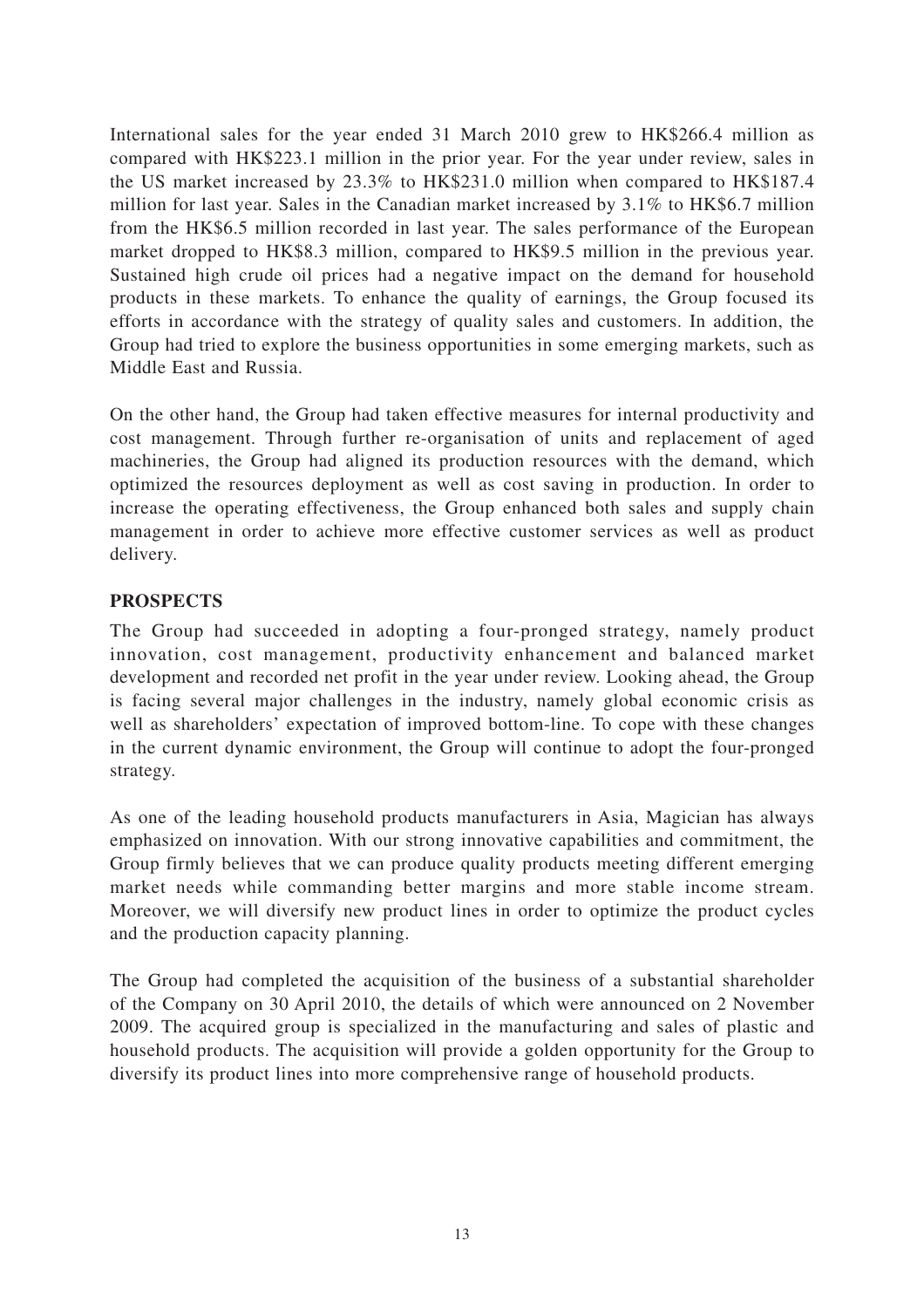International sales for the year ended 31 March 2010 grew to HK$266.4 million as compared with HK$223.1 million in the prior year. For the year under review, sales in the US market increased by 23.3% to HK$231.0 million when compared to HK$187.4 million for last year. Sales in the Canadian market increased by 3.1% to HK$6.7 million from the HK$6.5 million recorded in last year. The sales performance of the European market dropped to HK$8.3 million, compared to HK$9.5 million in the previous year. Sustained high crude oil prices had a negative impact on the demand for household products in these markets. To enhance the quality of earnings, the Group focused its efforts in accordance with the strategy of quality sales and customers. In addition, the Group had tried to explore the business opportunities in some emerging markets, such as Middle East and Russia.

On the other hand, the Group had taken effective measures for internal productivity and cost management. Through further re-organisation of units and replacement of aged machineries, the Group had aligned its production resources with the demand, which optimized the resources deployment as well as cost saving in production. In order to increase the operating effectiveness, the Group enhanced both sales and supply chain management in order to achieve more effective customer services as well as product delivery.

## PROSPECTS

The Group had succeeded in adopting a four-pronged strategy, namely product innovation, cost management, productivity enhancement and balanced market development and recorded net profit in the year under review. Looking ahead, the Group is facing several major challenges in the industry, namely global economic crisis as well as shareholders' expectation of improved bottom-line. To cope with these changes in the current dynamic environment, the Group will continue to adopt the four-pronged strategy.

As one of the leading household products manufacturers in Asia, Magician has always emphasized on innovation. With our strong innovative capabilities and commitment, the Group firmly believes that we can produce quality products meeting different emerging market needs while commanding better margins and more stable income stream. Moreover, we will diversify new product lines in order to optimize the product cycles and the production capacity planning.

The Group had completed the acquisition of the business of a substantial shareholder of the Company on 30 April 2010, the details of which were announced on 2 November 2009. The acquired group is specialized in the manufacturing and sales of plastic and household products. The acquisition will provide a golden opportunity for the Group to diversify its product lines into more comprehensive range of household products.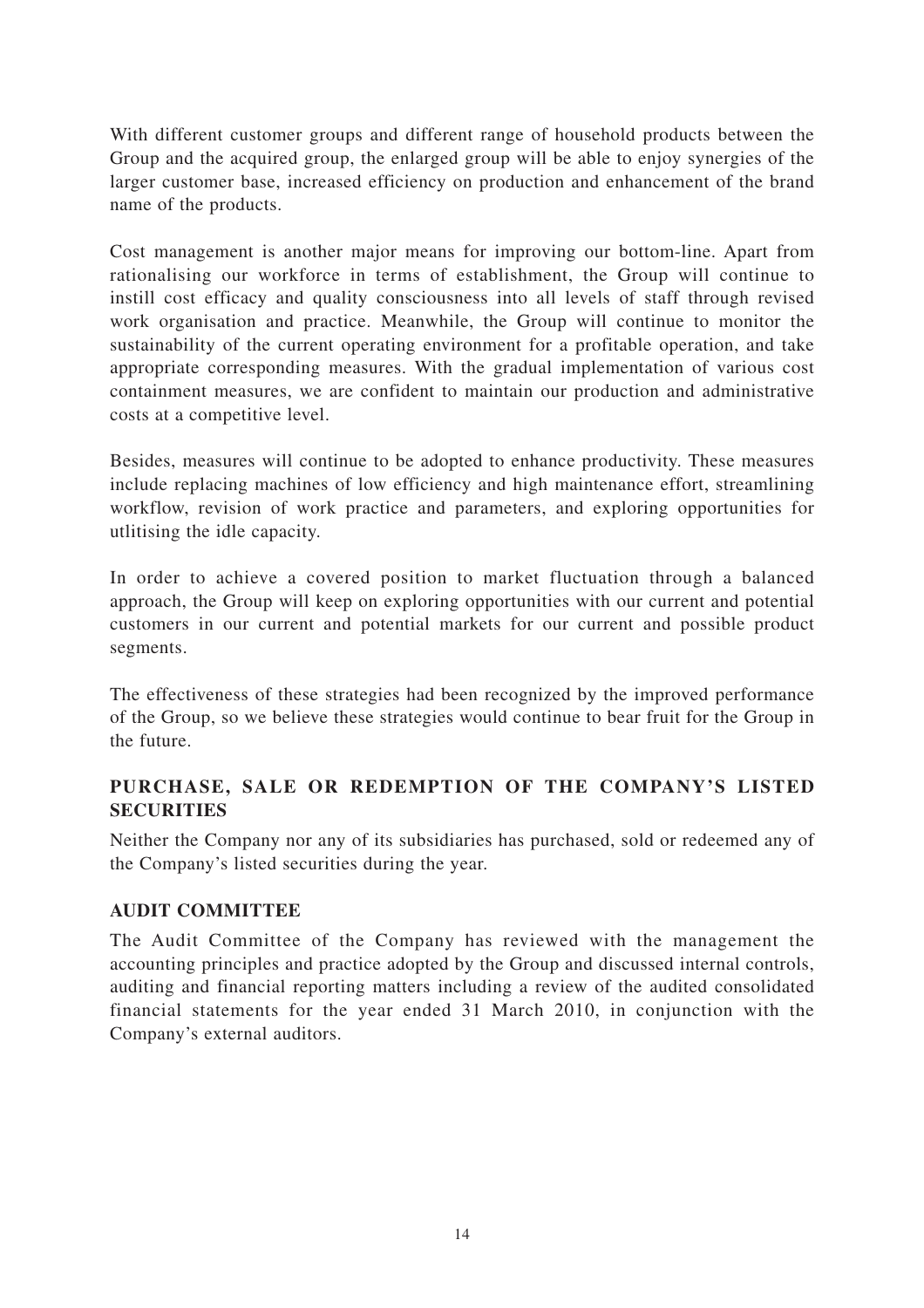With different customer groups and different range of household products between the Group and the acquired group, the enlarged group will be able to enjoy synergies of the larger customer base, increased efficiency on production and enhancement of the brand name of the products.

Cost management is another major means for improving our bottom-line. Apart from rationalising our workforce in terms of establishment, the Group will continue to instill cost efficacy and quality consciousness into all levels of staff through revised work organisation and practice. Meanwhile, the Group will continue to monitor the sustainability of the current operating environment for a profitable operation, and take appropriate corresponding measures. With the gradual implementation of various cost containment measures, we are confident to maintain our production and administrative costs at a competitive level.

Besides, measures will continue to be adopted to enhance productivity. These measures include replacing machines of low efficiency and high maintenance effort, streamlining workflow, revision of work practice and parameters, and exploring opportunities for utlitising the idle capacity.

In order to achieve a covered position to market fluctuation through a balanced approach, the Group will keep on exploring opportunities with our current and potential customers in our current and potential markets for our current and possible product segments.

The effectiveness of these strategies had been recognized by the improved performance of the Group, so we believe these strategies would continue to bear fruit for the Group in the future.

## PURCHASE, SALE OR REDEMPTION OF THE COMPANY'S LISTED SECURITIES

Neither the Company nor any of its subsidiaries has purchased, sold or redeemed any of the Company's listed securities during the year.

## AUDIT COMMITTEE

The Audit Committee of the Company has reviewed with the management the accounting principles and practice adopted by the Group and discussed internal controls, auditing and financial reporting matters including a review of the audited consolidated financial statements for the year ended 31 March 2010, in conjunction with the Company's external auditors.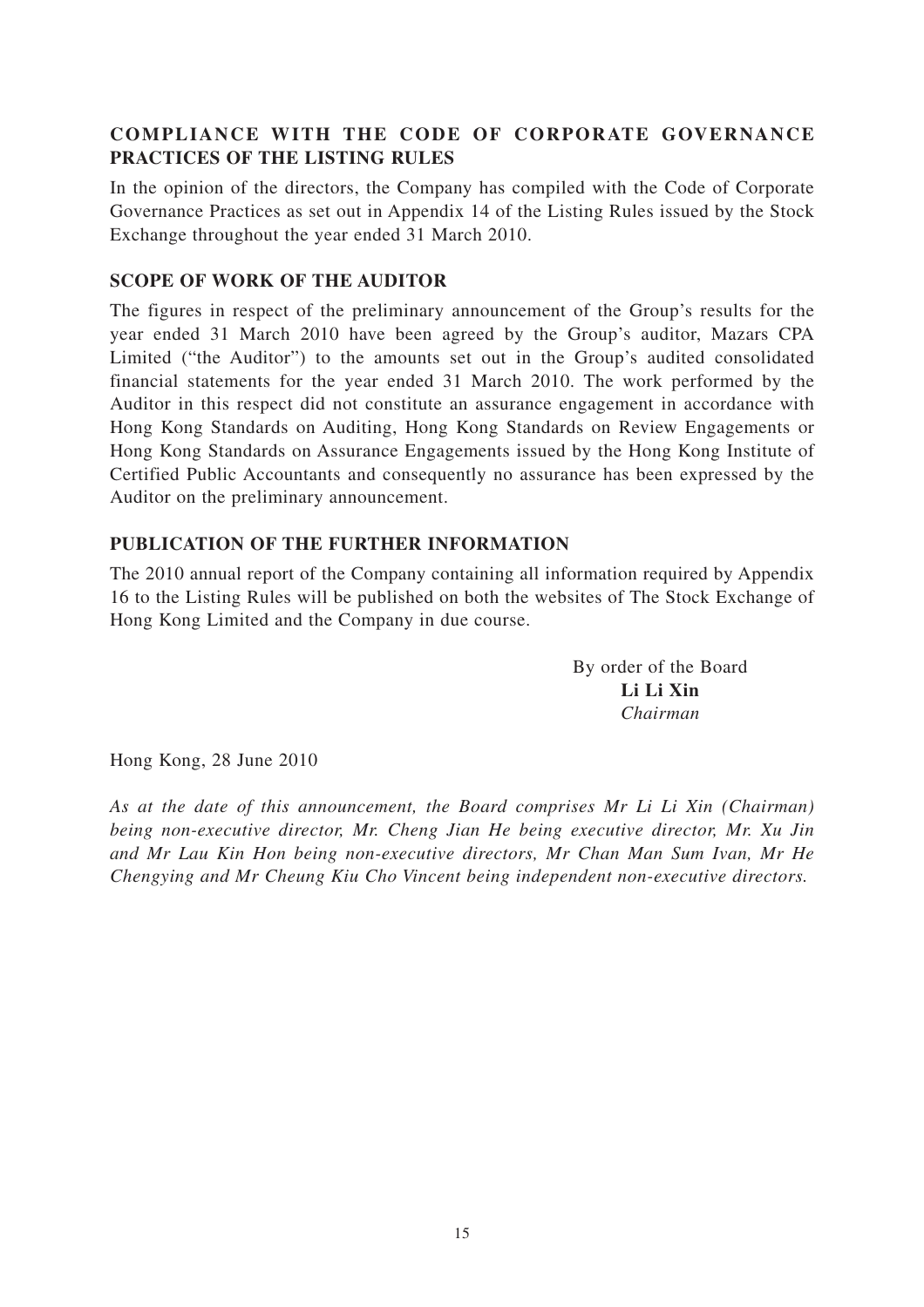## COMPLIANCE WITH THE CODE OF CORPORATE GOVERNANCE PRACTICES OF THE LISTING RULES

In the opinion of the directors, the Company has compiled with the Code of Corporate Governance Practices as set out in Appendix 14 of the Listing Rules issued by the Stock Exchange throughout the year ended 31 March 2010.

## SCOPE OF WORK OF THE AUDITOR

The figures in respect of the preliminary announcement of the Group's results for the year ended 31 March 2010 have been agreed by the Group's auditor, Mazars CPA Limited ("the Auditor") to the amounts set out in the Group's audited consolidated financial statements for the year ended 31 March 2010. The work performed by the Auditor in this respect did not constitute an assurance engagement in accordance with Hong Kong Standards on Auditing, Hong Kong Standards on Review Engagements or Hong Kong Standards on Assurance Engagements issued by the Hong Kong Institute of Certified Public Accountants and consequently no assurance has been expressed by the Auditor on the preliminary announcement.

## PUBLICATION OF THE FURTHER INFORMATION

The 2010 annual report of the Company containing all information required by Appendix 16 to the Listing Rules will be published on both the websites of The Stock Exchange of Hong Kong Limited and the Company in due course.

By order of the Board
**Li Li Xin**
*Chairman*

Hong Kong, 28 June 2010

*As at the date of this announcement, the Board comprises Mr Li Li Xin (Chairman) being non-executive director, Mr. Cheng Jian He being executive director, Mr. Xu Jin and Mr Lau Kin Hon being non-executive directors, Mr Chan Man Sum Ivan, Mr He Chengying and Mr Cheung Kiu Cho Vincent being independent non-executive directors.*